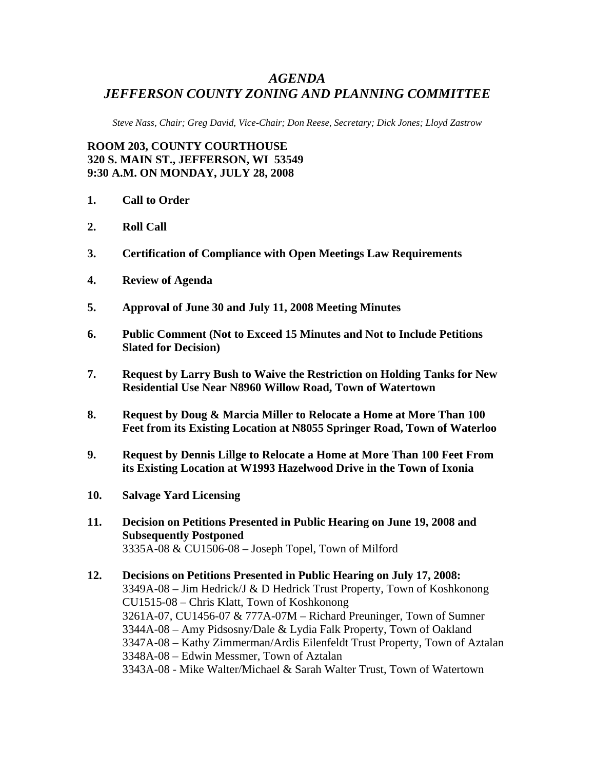# *AGENDA*
# *JEFFERSON COUNTY ZONING AND PLANNING COMMITTEE*

*Steve Nass, Chair; Greg David, Vice-Chair; Don Reese, Secretary; Dick Jones; Lloyd Zastrow*

**ROOM 203, COUNTY COURTHOUSE**
**320 S. MAIN ST., JEFFERSON, WI 53549**
**9:30 A.M. ON MONDAY, JULY 28, 2008**

1. **Call to Order**

2. **Roll Call**

3. **Certification of Compliance with Open Meetings Law Requirements**

4. **Review of Agenda**

5. **Approval of June 30 and July 11, 2008 Meeting Minutes**

6. **Public Comment (Not to Exceed 15 Minutes and Not to Include Petitions Slated for Decision)**

7. **Request by Larry Bush to Waive the Restriction on Holding Tanks for New Residential Use Near N8960 Willow Road, Town of Watertown**

8. **Request by Doug & Marcia Miller to Relocate a Home at More Than 100 Feet from its Existing Location at N8055 Springer Road, Town of Waterloo**

9. **Request by Dennis Lillge to Relocate a Home at More Than 100 Feet From its Existing Location at W1993 Hazelwood Drive in the Town of Ixonia**

10. **Salvage Yard Licensing**

11. **Decision on Petitions Presented in Public Hearing on June 19, 2008 and Subsequently Postponed**
    3335A-08 & CU1506-08 – Joseph Topel, Town of Milford

12. **Decisions on Petitions Presented in Public Hearing on July 17, 2008:**
    3349A-08 – Jim Hedrick/J & D Hedrick Trust Property, Town of Koshkonong
    CU1515-08 – Chris Klatt, Town of Koshkonong
    3261A-07, CU1456-07 & 777A-07M – Richard Preuninger, Town of Sumner
    3344A-08 – Amy Pidsosny/Dale & Lydia Falk Property, Town of Oakland
    3347A-08 – Kathy Zimmerman/Ardis Eilenfeldt Trust Property, Town of Aztalan
    3348A-08 – Edwin Messmer, Town of Aztalan
    3343A-08 - Mike Walter/Michael & Sarah Walter Trust, Town of Watertown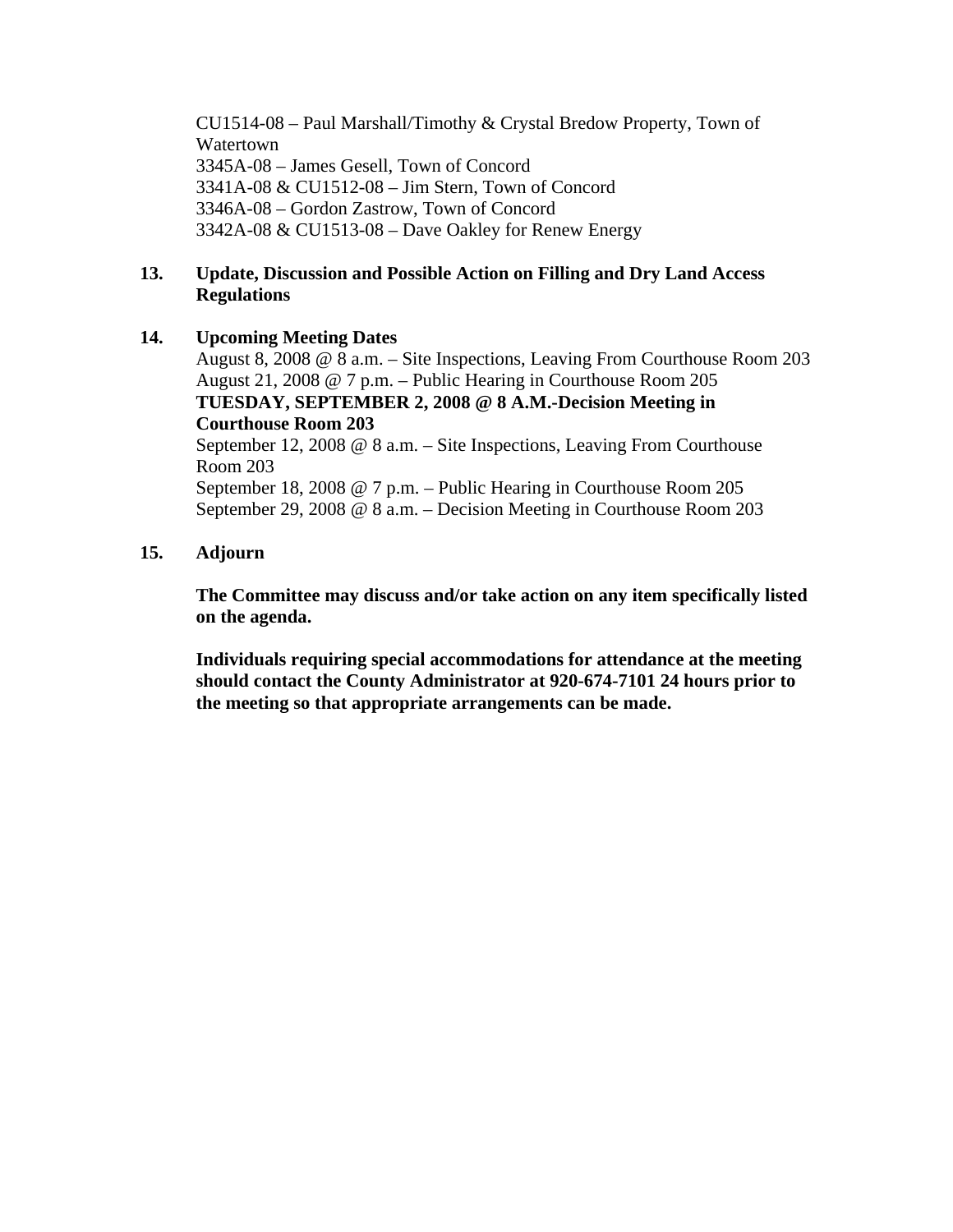CU1514-08 – Paul Marshall/Timothy & Crystal Bredow Property, Town of Watertown
3345A-08 – James Gesell, Town of Concord
3341A-08 & CU1512-08 – Jim Stern, Town of Concord
3346A-08 – Gordon Zastrow, Town of Concord
3342A-08 & CU1513-08 – Dave Oakley for Renew Energy

**13. Update, Discussion and Possible Action on Filling and Dry Land Access Regulations**

**14. Upcoming Meeting Dates**

August 8, 2008 @ 8 a.m. – Site Inspections, Leaving From Courthouse Room 203
August 21, 2008 @ 7 p.m. – Public Hearing in Courthouse Room 205
**TUESDAY, SEPTEMBER 2, 2008 @ 8 A.M.-Decision Meeting in Courthouse Room 203**
September 12, 2008 @ 8 a.m. – Site Inspections, Leaving From Courthouse Room 203
September 18, 2008 @ 7 p.m. – Public Hearing in Courthouse Room 205
September 29, 2008 @ 8 a.m. – Decision Meeting in Courthouse Room 203

**15. Adjourn**

**The Committee may discuss and/or take action on any item specifically listed on the agenda.**

**Individuals requiring special accommodations for attendance at the meeting should contact the County Administrator at 920-674-7101 24 hours prior to the meeting so that appropriate arrangements can be made.**